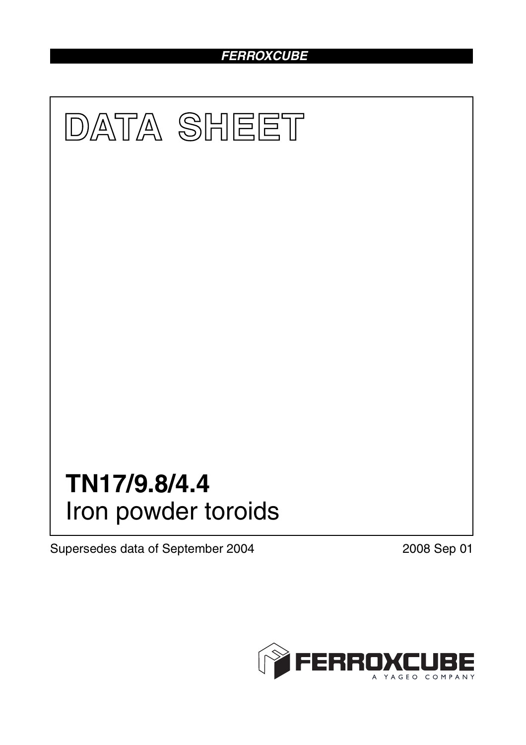# DATA SHEET

## TN17/9.8/4.4
Iron powder toroids

Supersedes data of September 2004

2008 Sep 01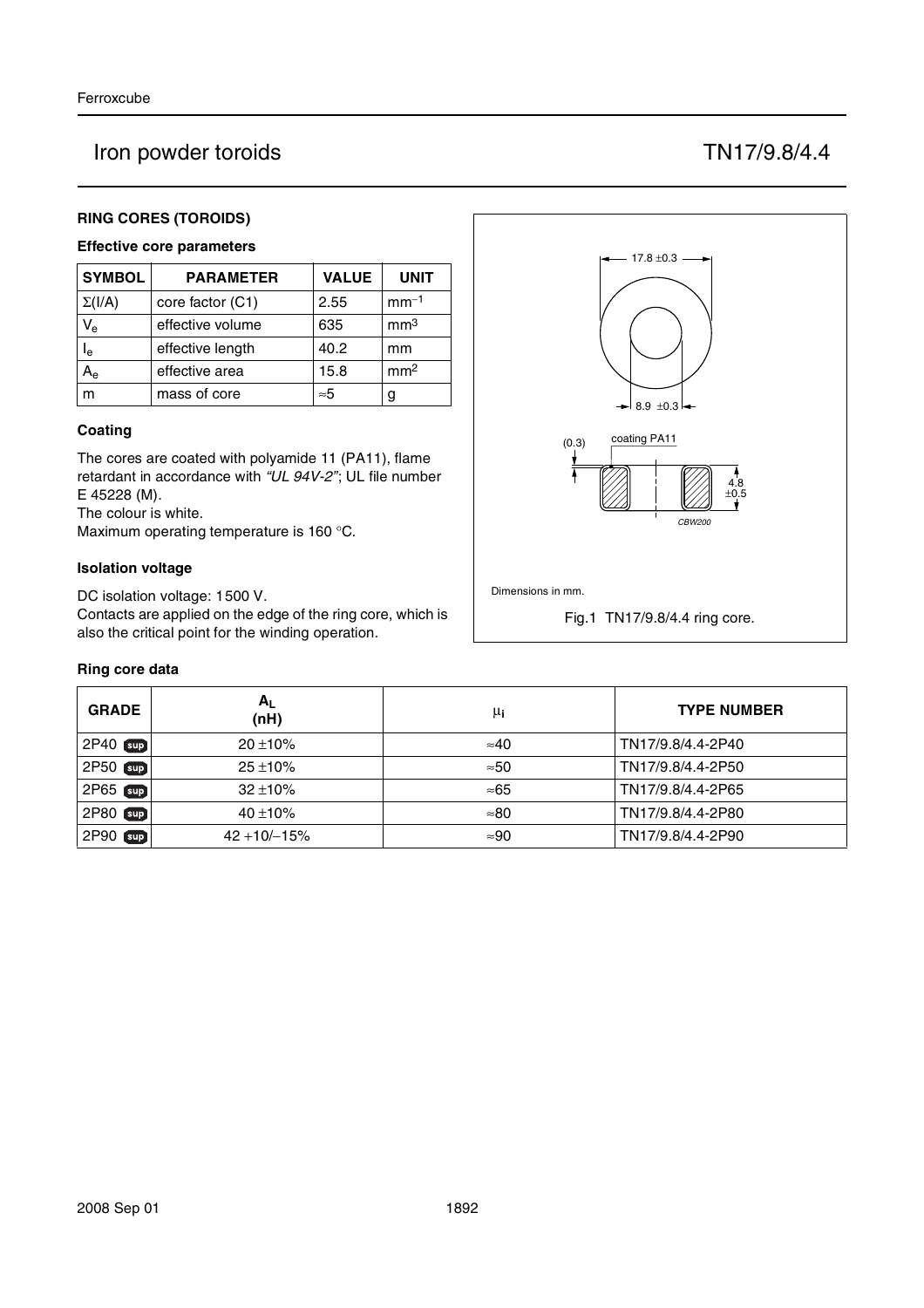# Iron powder toroids — TN17/9.8/4.4

## RING CORES (TOROIDS)

### Effective core parameters

| SYMBOL | PARAMETER | VALUE | UNIT |
|---|---|---|---|
| $\Sigma(I/A)$ | core factor (C1) | 2.55 | $mm^{-1}$ |
| $V_e$ | effective volume | 635 | $mm^3$ |
| $I_e$ | effective length | 40.2 | mm |
| $A_e$ | effective area | 15.8 | $mm^2$ |
| m | mass of core | ≈5 | g |

### Coating

The cores are coated with polyamide 11 (PA11), flame retardant in accordance with *"UL 94V-2"*; UL file number E 45228 (M).
The colour is white.
Maximum operating temperature is 160 °C.

### Isolation voltage

DC isolation voltage: 1500 V.
Contacts are applied on the edge of the ring core, which is also the critical point for the winding operation.

17.8 ±0.3

8.9 ±0.3

(0.3) coating PA11

4.8 ±0.5

CBW200

Dimensions in mm.

Fig.1 TN17/9.8/4.4 ring core.

### Ring core data

| GRADE | $A_L$ (nH) | $\mu_i$ | TYPE NUMBER |
|---|---|---|---|
| 2P40 sup | 20 ±10% | ≈40 | TN17/9.8/4.4-2P40 |
| 2P50 sup | 25 ±10% | ≈50 | TN17/9.8/4.4-2P50 |
| 2P65 sup | 32 ±10% | ≈65 | TN17/9.8/4.4-2P65 |
| 2P80 sup | 40 ±10% | ≈80 | TN17/9.8/4.4-2P80 |
| 2P90 sup | 42 +10/−15% | ≈90 | TN17/9.8/4.4-2P90 |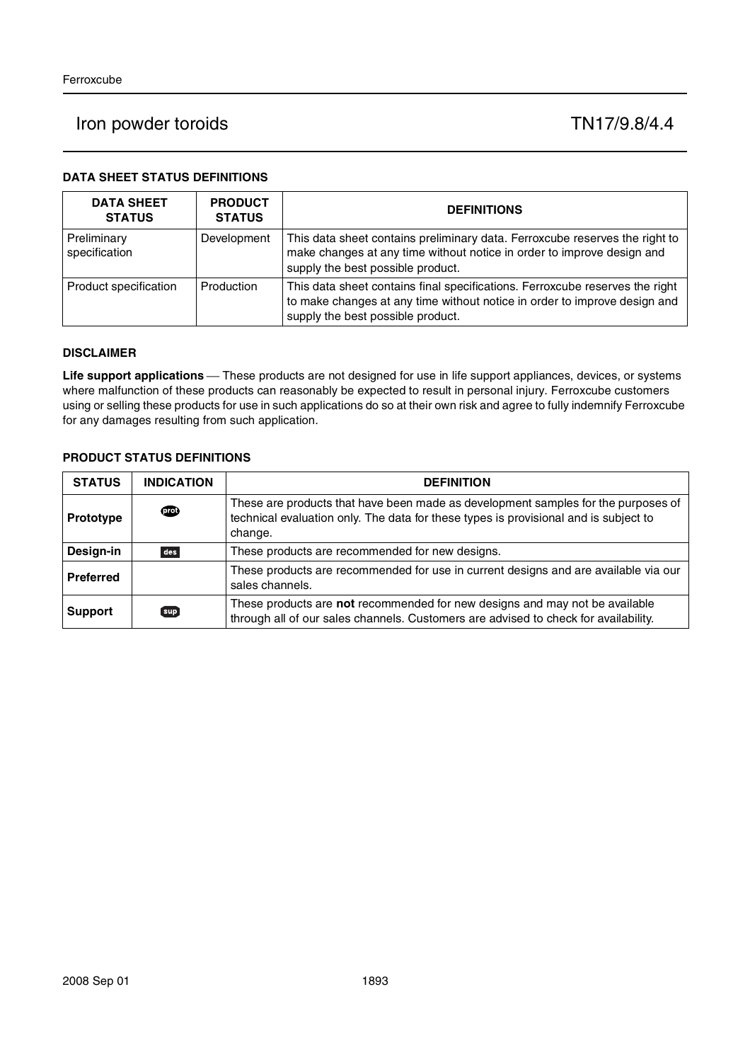## DATA SHEET STATUS DEFINITIONS

| DATA SHEET STATUS | PRODUCT STATUS | DEFINITIONS |
|---|---|---|
| Preliminary specification | Development | This data sheet contains preliminary data. Ferroxcube reserves the right to make changes at any time without notice in order to improve design and supply the best possible product. |
| Product specification | Production | This data sheet contains final specifications. Ferroxcube reserves the right to make changes at any time without notice in order to improve design and supply the best possible product. |

## DISCLAIMER

**Life support applications** — These products are not designed for use in life support appliances, devices, or systems where malfunction of these products can reasonably be expected to result in personal injury. Ferroxcube customers using or selling these products for use in such applications do so at their own risk and agree to fully indemnify Ferroxcube for any damages resulting from such application.

## PRODUCT STATUS DEFINITIONS

| STATUS | INDICATION | DEFINITION |
|---|---|---|
| **Prototype** | prot | These are products that have been made as development samples for the purposes of technical evaluation only. The data for these types is provisional and is subject to change. |
| **Design-in** | des | These products are recommended for new designs. |
| **Preferred** | | These products are recommended for use in current designs and are available via our sales channels. |
| **Support** | sup | These products are **not** recommended for new designs and may not be available through all of our sales channels. Customers are advised to check for availability. |